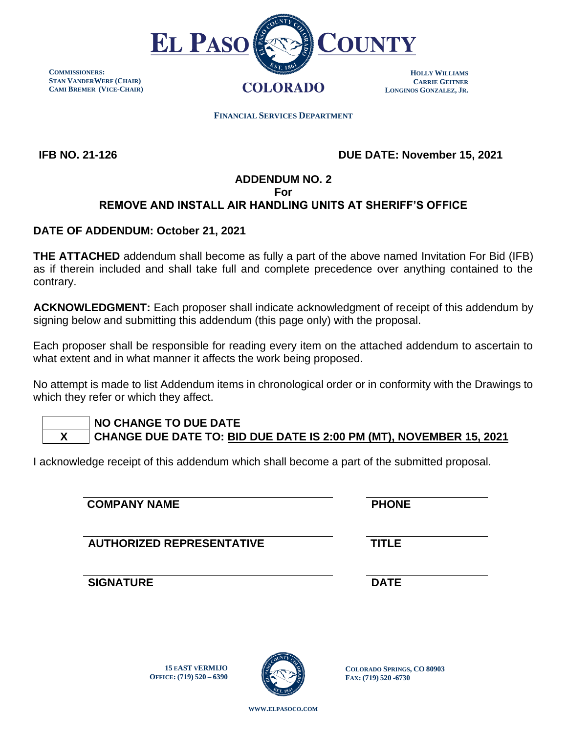# EL PASO COUNTY

COLORADO

**COMMISSIONERS:**
**STAN VANDERWERF (CHAIR)**
**CAMI BREMER (VICE-CHAIR)**

**HOLLY WILLIAMS**
**CARRIE GEITNER**
**LONGINOS GONZALEZ, JR.**

**FINANCIAL SERVICES DEPARTMENT**

**IFB NO. 21-126** **DUE DATE: November 15, 2021**

## ADDENDUM NO. 2
## For
## REMOVE AND INSTALL AIR HANDLING UNITS AT SHERIFF'S OFFICE

**DATE OF ADDENDUM: October 21, 2021**

**THE ATTACHED** addendum shall become as fully a part of the above named Invitation For Bid (IFB) as if therein included and shall take full and complete precedence over anything contained to the contrary.

**ACKNOWLEDGMENT:** Each proposer shall indicate acknowledgment of receipt of this addendum by signing below and submitting this addendum (this page only) with the proposal.

Each proposer shall be responsible for reading every item on the attached addendum to ascertain to what extent and in what manner it affects the work being proposed.

No attempt is made to list Addendum items in chronological order or in conformity with the Drawings to which they refer or which they affect.

| | |
|---|---|
| | **NO CHANGE TO DUE DATE** |
| **X** | **CHANGE DUE DATE TO: BID DUE DATE IS 2:00 PM (MT), NOVEMBER 15, 2021** |

I acknowledge receipt of this addendum which shall become a part of the submitted proposal.

| | |
|---|---|
| **COMPANY NAME** | **PHONE** |
| **AUTHORIZED REPRESENTATIVE** | **TITLE** |
| **SIGNATURE** | **DATE** |

**15 EAST VERMIJO**
**OFFICE: (719) 520 – 6390**

**COLORADO SPRINGS, CO 80903**
**FAX: (719) 520 -6730**

**WWW.ELPASOCO.COM**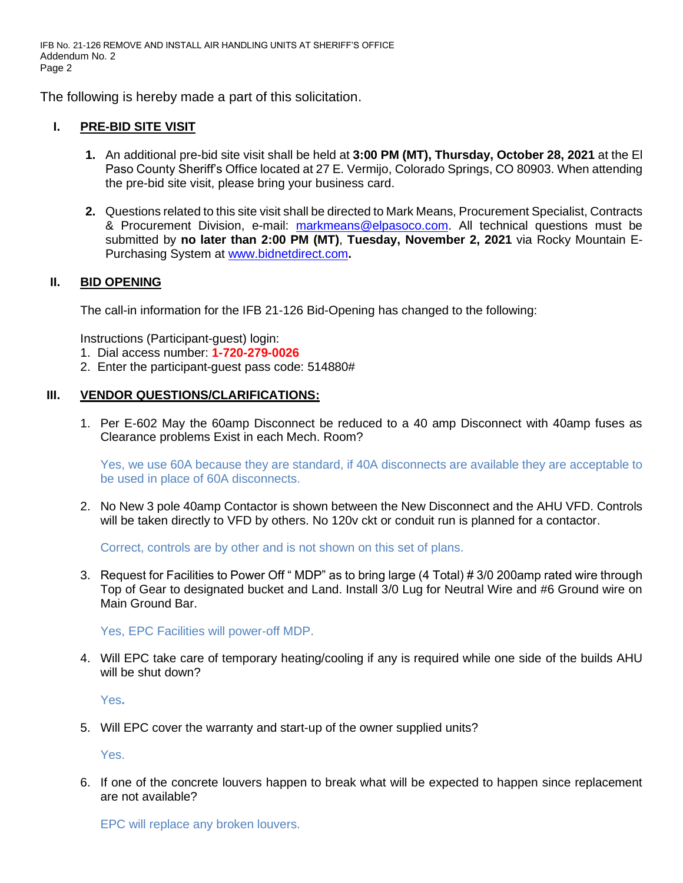The following is hereby made a part of this solicitation.

## I. PRE-BID SITE VISIT

1. An additional pre-bid site visit shall be held at **3:00 PM (MT), Thursday, October 28, 2021** at the El Paso County Sheriff's Office located at 27 E. Vermijo, Colorado Springs, CO 80903. When attending the pre-bid site visit, please bring your business card.

2. Questions related to this site visit shall be directed to Mark Means, Procurement Specialist, Contracts & Procurement Division, e-mail: markmeans@elpasoco.com. All technical questions must be submitted by **no later than 2:00 PM (MT)**, **Tuesday, November 2, 2021** via Rocky Mountain E-Purchasing System at www.bidnetdirect.com**.**

## II. BID OPENING

The call-in information for the IFB 21-126 Bid-Opening has changed to the following:

Instructions (Participant-guest) login:
1. Dial access number: **1-720-279-0026**
2. Enter the participant-guest pass code: 514880#

## III. VENDOR QUESTIONS/CLARIFICATIONS:

1. Per E-602 May the 60amp Disconnect be reduced to a 40 amp Disconnect with 40amp fuses as Clearance problems Exist in each Mech. Room?

   Yes, we use 60A because they are standard, if 40A disconnects are available they are acceptable to be used in place of 60A disconnects.

2. No New 3 pole 40amp Contactor is shown between the New Disconnect and the AHU VFD. Controls will be taken directly to VFD by others. No 120v ckt or conduit run is planned for a contactor.

   Correct, controls are by other and is not shown on this set of plans.

3. Request for Facilities to Power Off " MDP" as to bring large (4 Total) # 3/0 200amp rated wire through Top of Gear to designated bucket and Land. Install 3/0 Lug for Neutral Wire and #6 Ground wire on Main Ground Bar.

   Yes, EPC Facilities will power-off MDP.

4. Will EPC take care of temporary heating/cooling if any is required while one side of the builds AHU will be shut down?

   Yes**.**

5. Will EPC cover the warranty and start-up of the owner supplied units?

   Yes.

6. If one of the concrete louvers happen to break what will be expected to happen since replacement are not available?

   EPC will replace any broken louvers.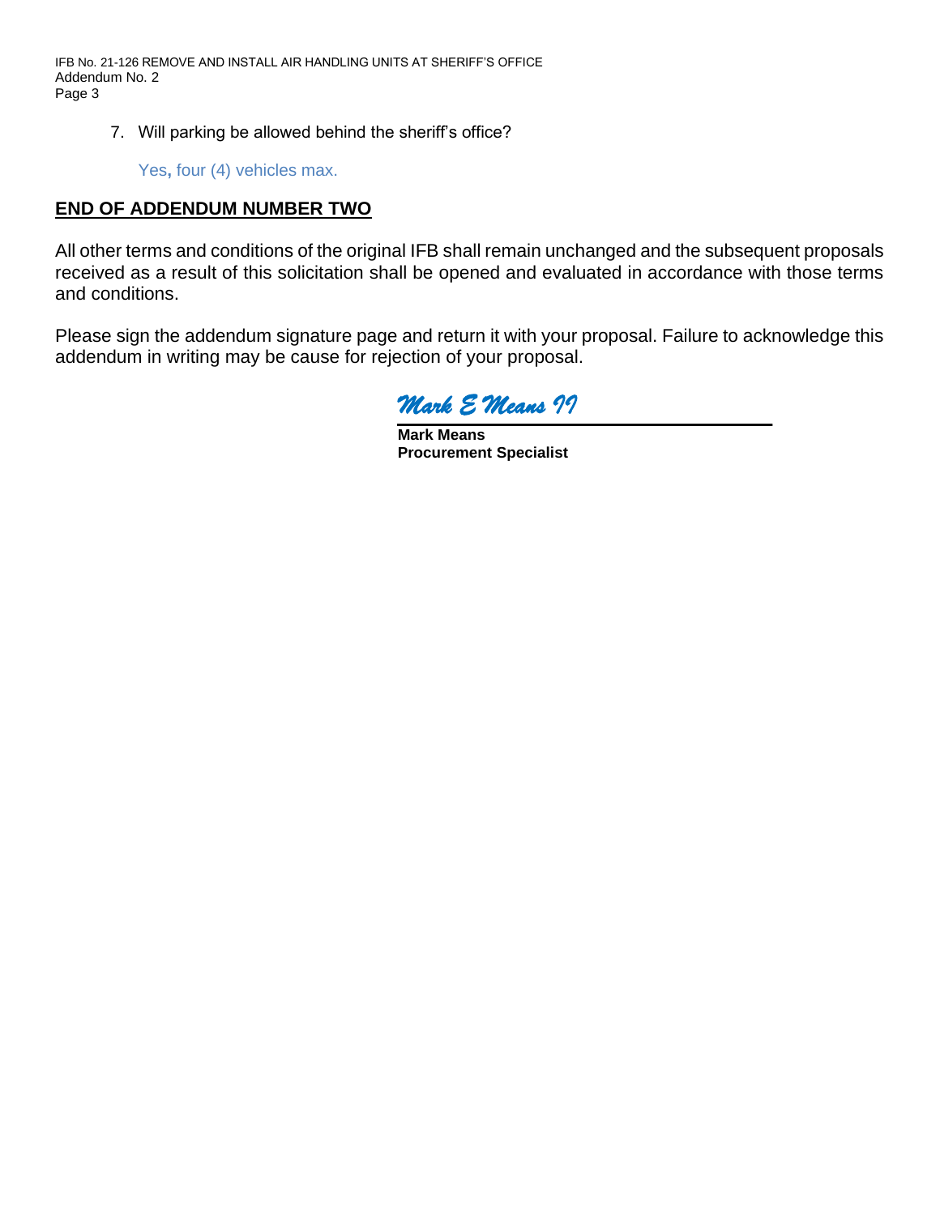7. Will parking be allowed behind the sheriff's office?

   Yes, four (4) vehicles max.

**END OF ADDENDUM NUMBER TWO**

All other terms and conditions of the original IFB shall remain unchanged and the subsequent proposals received as a result of this solicitation shall be opened and evaluated in accordance with those terms and conditions.

Please sign the addendum signature page and return it with your proposal. Failure to acknowledge this addendum in writing may be cause for rejection of your proposal.

*Mark E Means II*

**Mark Means**
**Procurement Specialist**